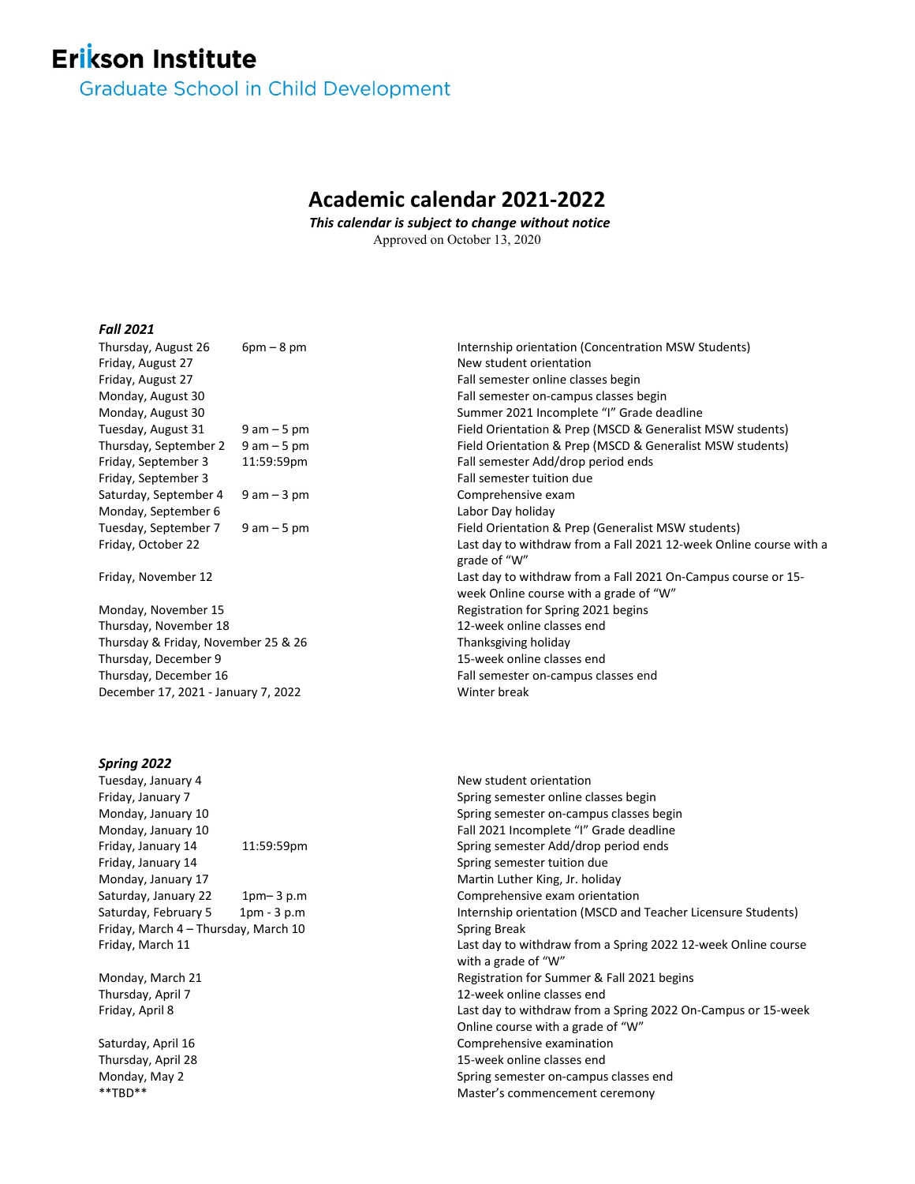# Erikson Institute

Graduate School in Child Development

## Academic calendar 2021-2022

***This calendar is subject to change without notice***

Approved on October 13, 2020

### *Fall 2021*

| Date | Time | Event |
|---|---|---|
| Thursday, August 26 | 6pm – 8 pm | Internship orientation (Concentration MSW Students) |
| Friday, August 27 | | New student orientation |
| Friday, August 27 | | Fall semester online classes begin |
| Monday, August 30 | | Fall semester on-campus classes begin |
| Monday, August 30 | | Summer 2021 Incomplete "I" Grade deadline |
| Tuesday, August 31 | 9 am – 5 pm | Field Orientation & Prep (MSCD & Generalist MSW students) |
| Thursday, September 2 | 9 am – 5 pm | Field Orientation & Prep (MSCD & Generalist MSW students) |
| Friday, September 3 | 11:59:59pm | Fall semester Add/drop period ends |
| Friday, September 3 | | Fall semester tuition due |
| Saturday, September 4 | 9 am – 3 pm | Comprehensive exam |
| Monday, September 6 | | Labor Day holiday |
| Tuesday, September 7 | 9 am – 5 pm | Field Orientation & Prep (Generalist MSW students) |
| Friday, October 22 | | Last day to withdraw from a Fall 2021 12-week Online course with a grade of "W" |
| Friday, November 12 | | Last day to withdraw from a Fall 2021 On-Campus course or 15-week Online course with a grade of "W" |
| Monday, November 15 | | Registration for Spring 2021 begins |
| Thursday, November 18 | | 12-week online classes end |
| Thursday & Friday, November 25 & 26 | | Thanksgiving holiday |
| Thursday, December 9 | | 15-week online classes end |
| Thursday, December 16 | | Fall semester on-campus classes end |
| December 17, 2021 - January 7, 2022 | | Winter break |

### *Spring 2022*

| Date | Time | Event |
|---|---|---|
| Tuesday, January 4 | | New student orientation |
| Friday, January 7 | | Spring semester online classes begin |
| Monday, January 10 | | Spring semester on-campus classes begin |
| Monday, January 10 | | Fall 2021 Incomplete "I" Grade deadline |
| Friday, January 14 | 11:59:59pm | Spring semester Add/drop period ends |
| Friday, January 14 | | Spring semester tuition due |
| Monday, January 17 | | Martin Luther King, Jr. holiday |
| Saturday, January 22 | 1pm– 3 p.m | Comprehensive exam orientation |
| Saturday, February 5 | 1pm - 3 p.m | Internship orientation (MSCD and Teacher Licensure Students) |
| Friday, March 4 – Thursday, March 10 | | Spring Break |
| Friday, March 11 | | Last day to withdraw from a Spring 2022 12-week Online course with a grade of "W" |
| Monday, March 21 | | Registration for Summer & Fall 2021 begins |
| Thursday, April 7 | | 12-week online classes end |
| Friday, April 8 | | Last day to withdraw from a Spring 2022 On-Campus or 15-week Online course with a grade of "W" |
| Saturday, April 16 | | Comprehensive examination |
| Thursday, April 28 | | 15-week online classes end |
| Monday, May 2 | | Spring semester on-campus classes end |
| **TBD** | | Master's commencement ceremony |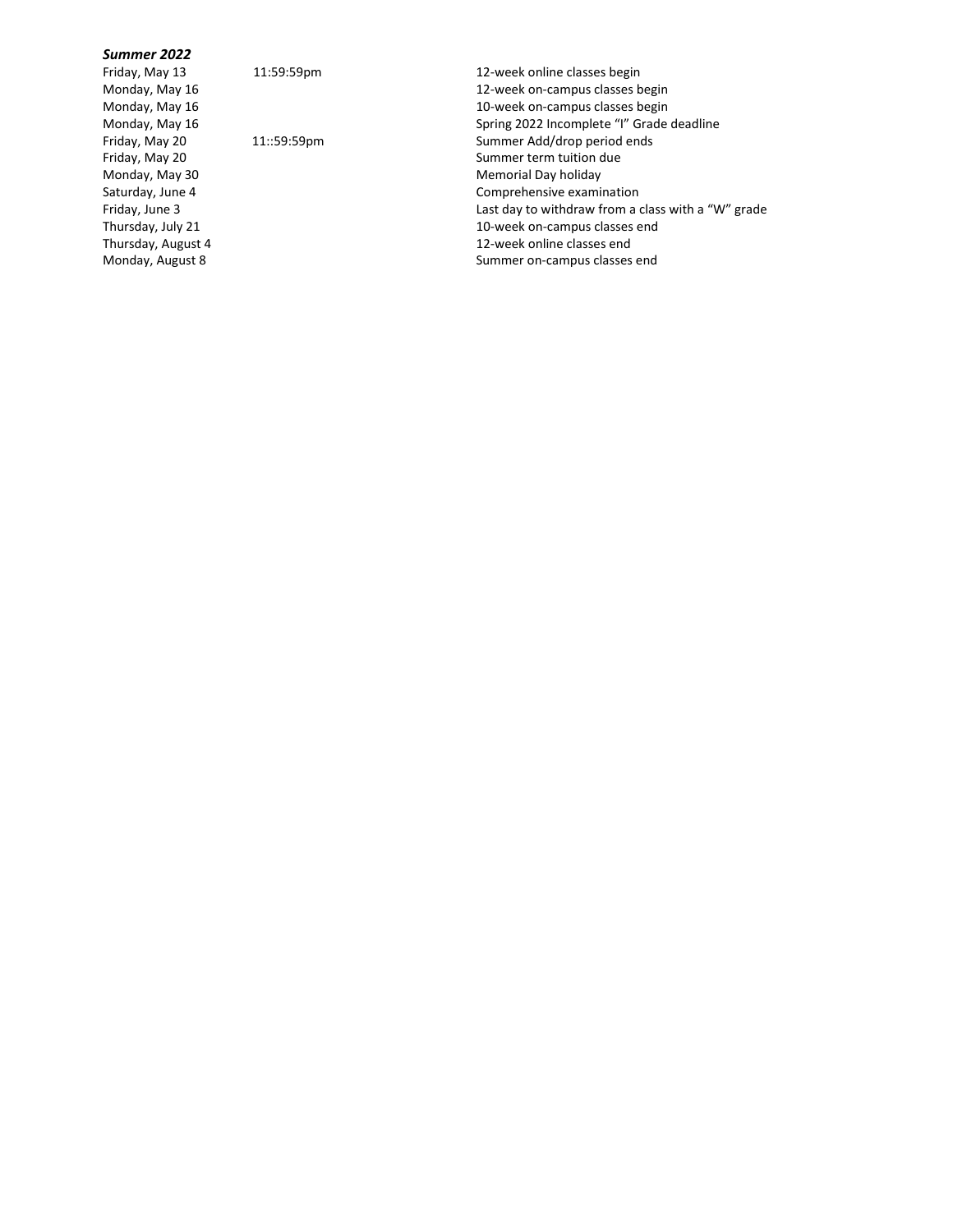***Summer 2022***

| | | |
|---|---|---|
| Friday, May 13 | 11:59:59pm | 12-week online classes begin |
| Monday, May 16 | | 12-week on-campus classes begin |
| Monday, May 16 | | 10-week on-campus classes begin |
| Monday, May 16 | | Spring 2022 Incomplete "I" Grade deadline |
| Friday, May 20 | 11::59:59pm | Summer Add/drop period ends |
| Friday, May 20 | | Summer term tuition due |
| Monday, May 30 | | Memorial Day holiday |
| Saturday, June 4 | | Comprehensive examination |
| Friday, June 3 | | Last day to withdraw from a class with a "W" grade |
| Thursday, July 21 | | 10-week on-campus classes end |
| Thursday, August 4 | | 12-week online classes end |
| Monday, August 8 | | Summer on-campus classes end |